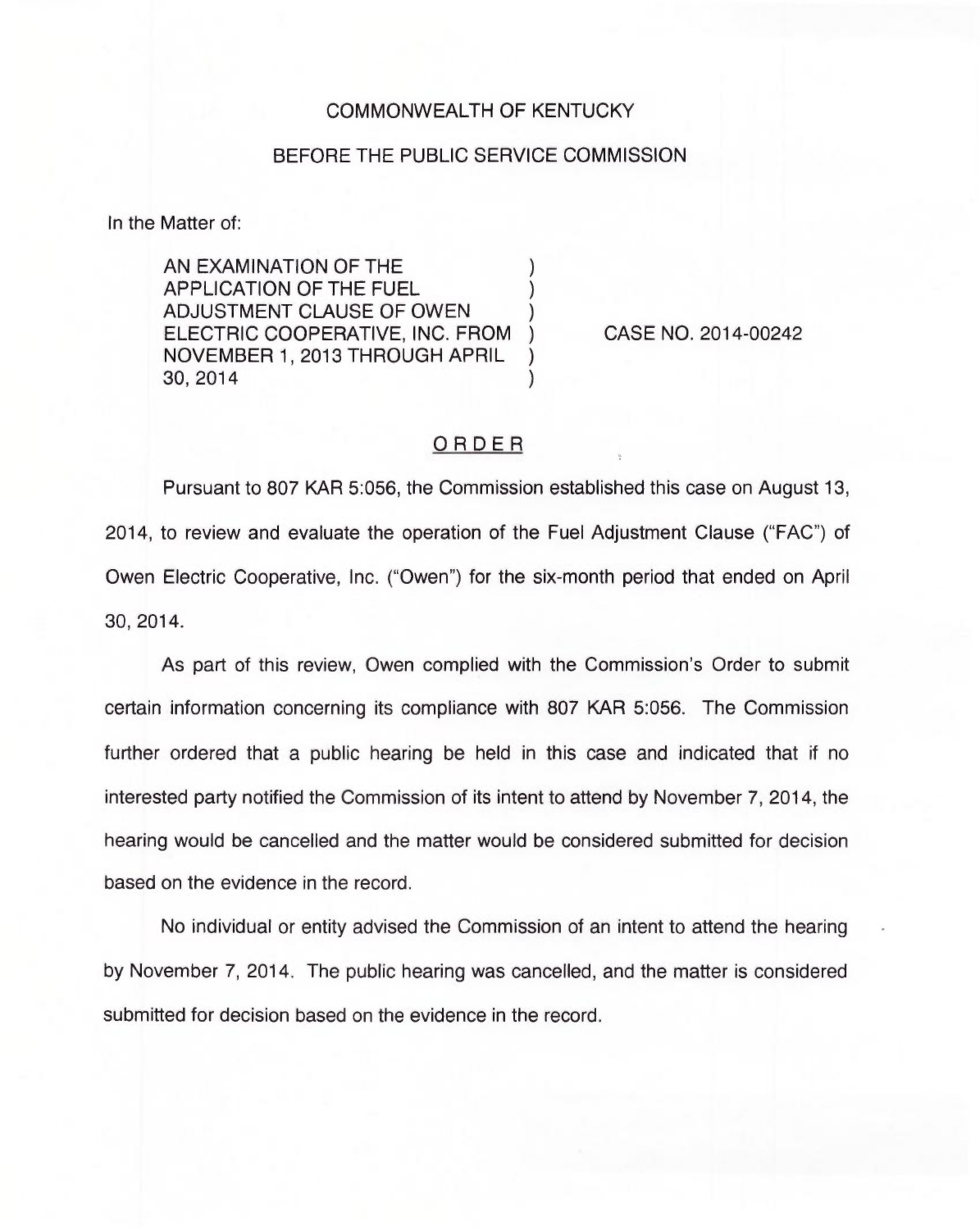COMMONWEALTH OF KENTUCKY

BEFORE THE PUBLIC SERVICE COMMISSION

In the Matter of:

AN EXAMINATION OF THE APPLICATION OF THE FUEL ADJUSTMENT CLAUSE OF OWEN ELECTRIC COOPERATIVE, INC. FROM NOVEMBER 1, 2013 THROUGH APRIL 30, 2014 ) CASE NO. 2014-00242

## ORDER

Pursuant to 807 KAR 5:056, the Commission established this case on August 13, 2014, to review and evaluate the operation of the Fuel Adjustment Clause ("FAC") of Owen Electric Cooperative, Inc. ("Owen") for the six-month period that ended on April 30, 2014.

As part of this review, Owen complied with the Commission's Order to submit certain information concerning its compliance with 807 KAR 5:056. The Commission further ordered that a public hearing be held in this case and indicated that if no interested party notified the Commission of its intent to attend by November 7, 2014, the hearing would be cancelled and the matter would be considered submitted for decision based on the evidence in the record.

No individual or entity advised the Commission of an intent to attend the hearing by November 7, 2014. The public hearing was cancelled, and the matter is considered submitted for decision based on the evidence in the record.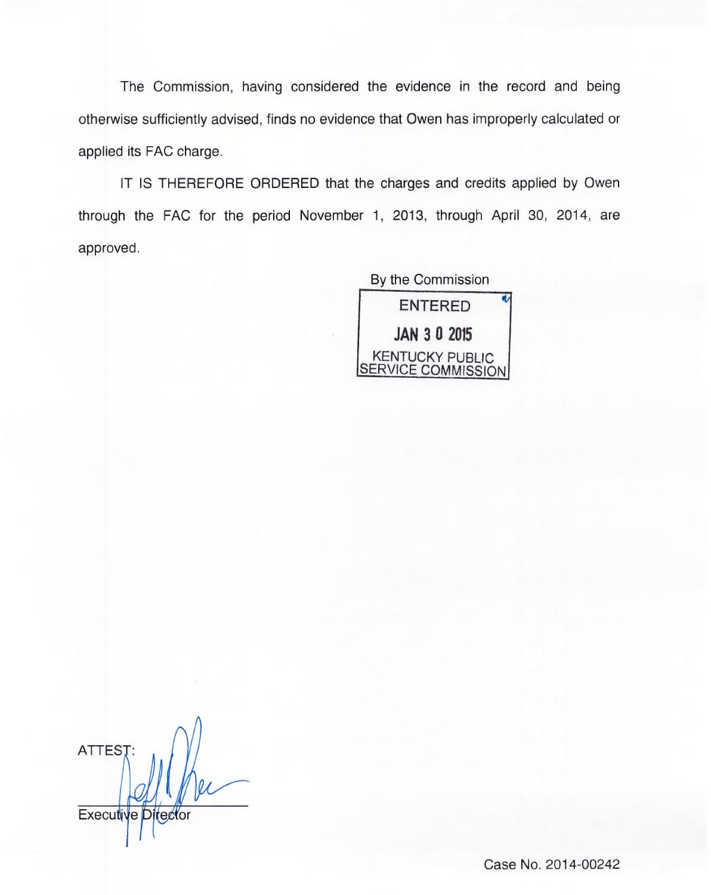The Commission, having considered the evidence in the record and being otherwise sufficiently advised, finds no evidence that Owen has improperly calculated or applied its FAC charge.

IT IS THEREFORE ORDERED that the charges and credits applied by Owen through the FAC for the period November 1, 2013, through April 30, 2014, are approved.

By the Commission

ENTERED

JAN 3 0 2015

KENTUCKY PUBLIC SERVICE COMMISSION

ATTEST:

Executive Director

Case No. 2014-00242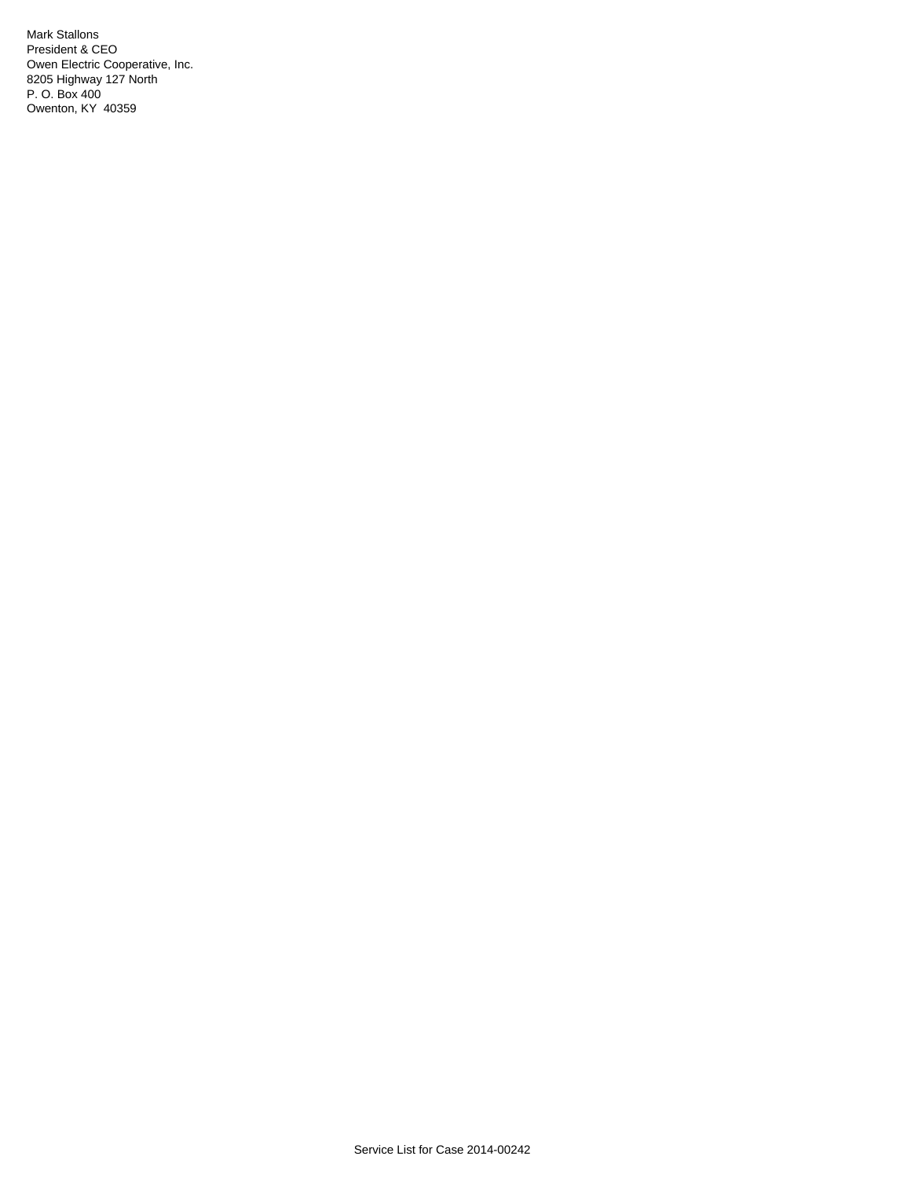Mark Stallons
President & CEO
Owen Electric Cooperative, Inc.
8205 Highway 127 North
P. O. Box 400
Owenton, KY 40359